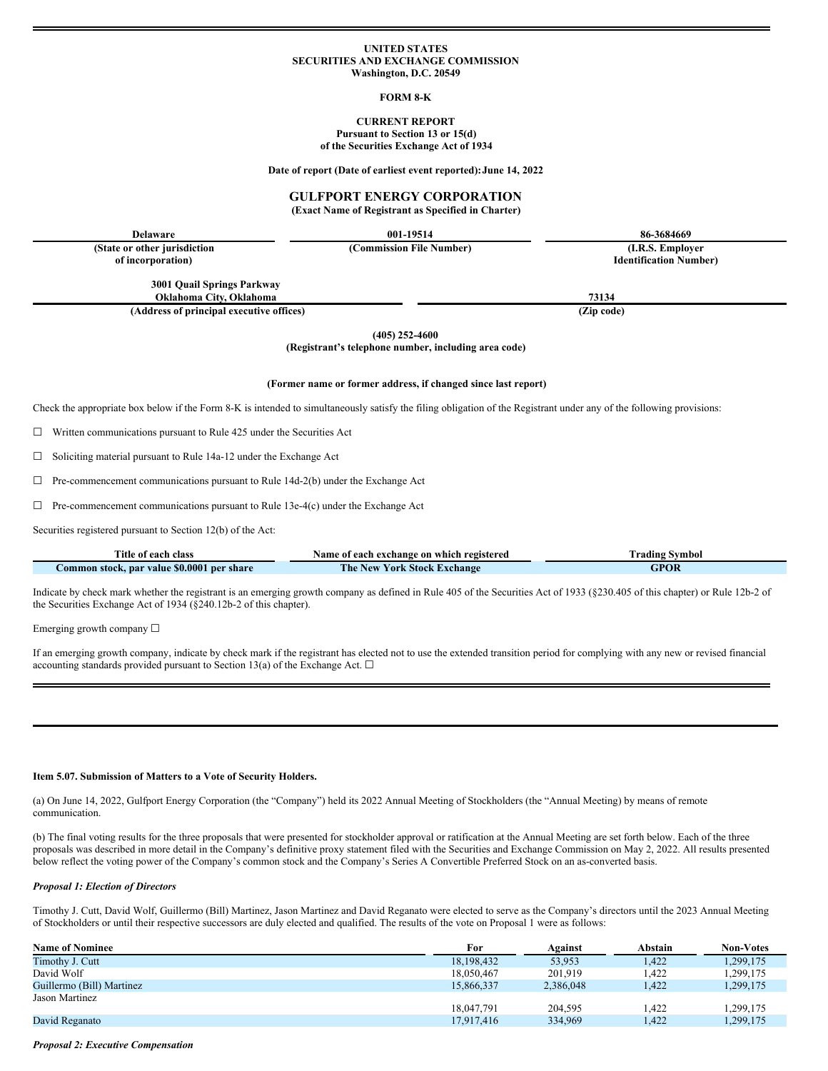UNITED STATES
SECURITIES AND EXCHANGE COMMISSION
Washington, D.C. 20549

**FORM 8-K**

**CURRENT REPORT**
**Pursuant to Section 13 or 15(d)**
**of the Securities Exchange Act of 1934**

**Date of report (Date of earliest event reported): June 14, 2022**

# GULFPORT ENERGY CORPORATION

**(Exact Name of Registrant as Specified in Charter)**

| Delaware | 001-19514 | 86-3684669 |
|---|---|---|
| (State or other jurisdiction of incorporation) | (Commission File Number) | (I.R.S. Employer Identification Number) |

| 3001 Quail Springs Parkway Oklahoma City, Oklahoma | 73134 |
|---|---|
| (Address of principal executive offices) | (Zip code) |

**(405) 252-4600**
**(Registrant's telephone number, including area code)**

**(Former name or former address, if changed since last report)**

Check the appropriate box below if the Form 8-K is intended to simultaneously satisfy the filing obligation of the Registrant under any of the following provisions:

☐ Written communications pursuant to Rule 425 under the Securities Act

☐ Soliciting material pursuant to Rule 14a-12 under the Exchange Act

☐ Pre-commencement communications pursuant to Rule 14d-2(b) under the Exchange Act

☐ Pre-commencement communications pursuant to Rule 13e-4(c) under the Exchange Act

Securities registered pursuant to Section 12(b) of the Act:

| Title of each class | Name of each exchange on which registered | Trading Symbol |
|---|---|---|
| Common stock, par value $0.0001 per share | The New York Stock Exchange | GPOR |

Indicate by check mark whether the registrant is an emerging growth company as defined in Rule 405 of the Securities Act of 1933 (§230.405 of this chapter) or Rule 12b-2 of the Securities Exchange Act of 1934 (§240.12b-2 of this chapter).

Emerging growth company ☐

If an emerging growth company, indicate by check mark if the registrant has elected not to use the extended transition period for complying with any new or revised financial accounting standards provided pursuant to Section 13(a) of the Exchange Act. ☐

**Item 5.07. Submission of Matters to a Vote of Security Holders.**

(a) On June 14, 2022, Gulfport Energy Corporation (the "Company") held its 2022 Annual Meeting of Stockholders (the "Annual Meeting") by means of remote communication.

(b) The final voting results for the three proposals that were presented for stockholder approval or ratification at the Annual Meeting are set forth below. Each of the three proposals was described in more detail in the Company's definitive proxy statement filed with the Securities and Exchange Commission on May 2, 2022. All results presented below reflect the voting power of the Company's common stock and the Company's Series A Convertible Preferred Stock on an as-converted basis.

***Proposal 1: Election of Directors***

Timothy J. Cutt, David Wolf, Guillermo (Bill) Martinez, Jason Martinez and David Reganato were elected to serve as the Company's directors until the 2023 Annual Meeting of Stockholders or until their respective successors are duly elected and qualified. The results of the vote on Proposal 1 were as follows:

| Name of Nominee | For | Against | Abstain | Non-Votes |
|---|---|---|---|---|
| Timothy J. Cutt | 18,198,432 | 53,953 | 1,422 | 1,299,175 |
| David Wolf | 18,050,467 | 201,919 | 1,422 | 1,299,175 |
| Guillermo (Bill) Martinez | 15,866,337 | 2,386,048 | 1,422 | 1,299,175 |
| Jason Martinez | 18,047,791 | 204,595 | 1,422 | 1,299,175 |
| David Reganato | 17,917,416 | 334,969 | 1,422 | 1,299,175 |

***Proposal 2: Executive Compensation***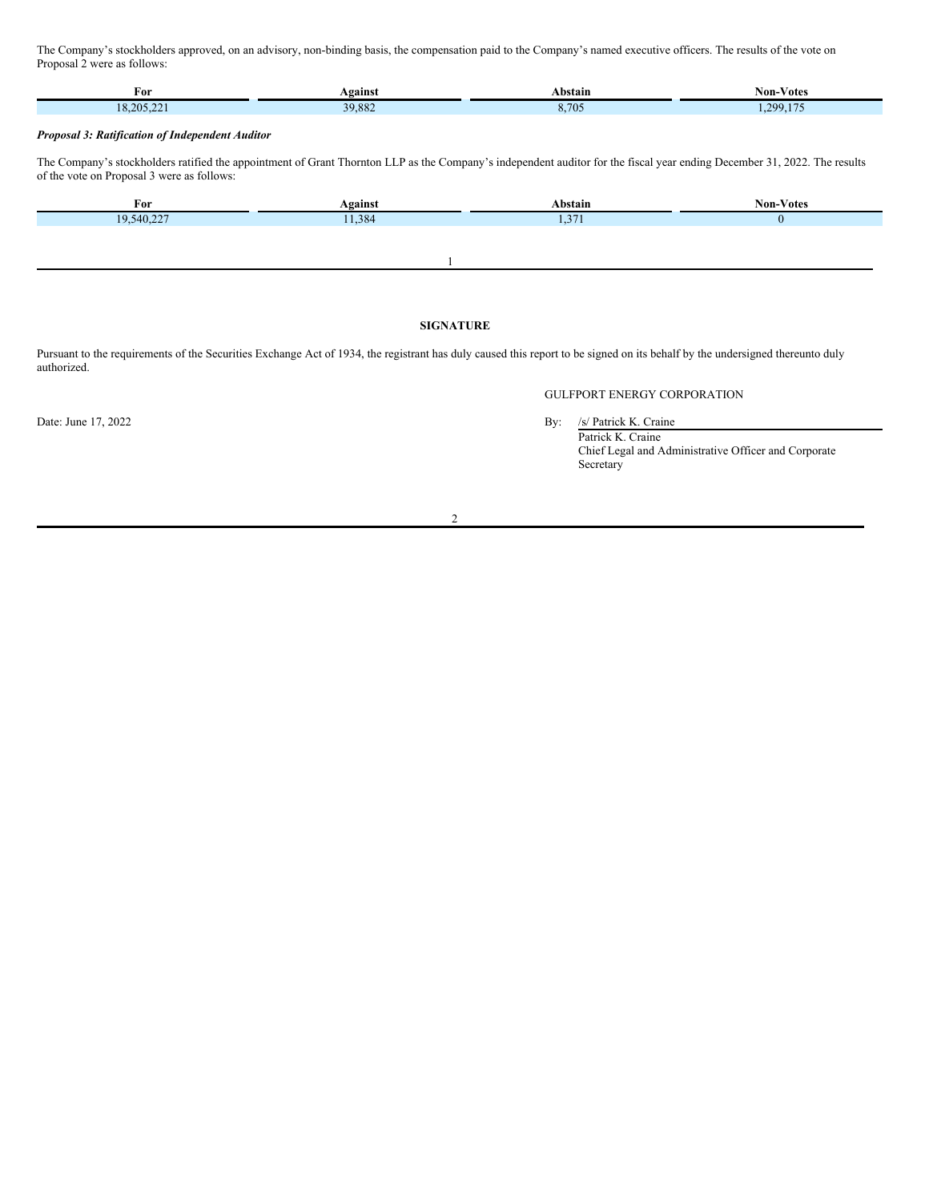The Company's stockholders approved, on an advisory, non-binding basis, the compensation paid to the Company's named executive officers. The results of the vote on Proposal 2 were as follows:

| For | Against | Abstain | Non-Votes |
| --- | --- | --- | --- |
| 18,205,221 | 39,882 | 8,705 | 1,299,175 |

***Proposal 3: Ratification of Independent Auditor***

The Company's stockholders ratified the appointment of Grant Thornton LLP as the Company's independent auditor for the fiscal year ending December 31, 2022. The results of the vote on Proposal 3 were as follows:

| For | Against | Abstain | Non-Votes |
| --- | --- | --- | --- |
| 19,540,227 | 11,384 | 1,371 | 0 |

**SIGNATURE**

Pursuant to the requirements of the Securities Exchange Act of 1934, the registrant has duly caused this report to be signed on its behalf by the undersigned thereunto duly authorized.

GULFPORT ENERGY CORPORATION

Date: June 17, 2022

By: /s/ Patrick K. Craine
Patrick K. Craine
Chief Legal and Administrative Officer and Corporate Secretary